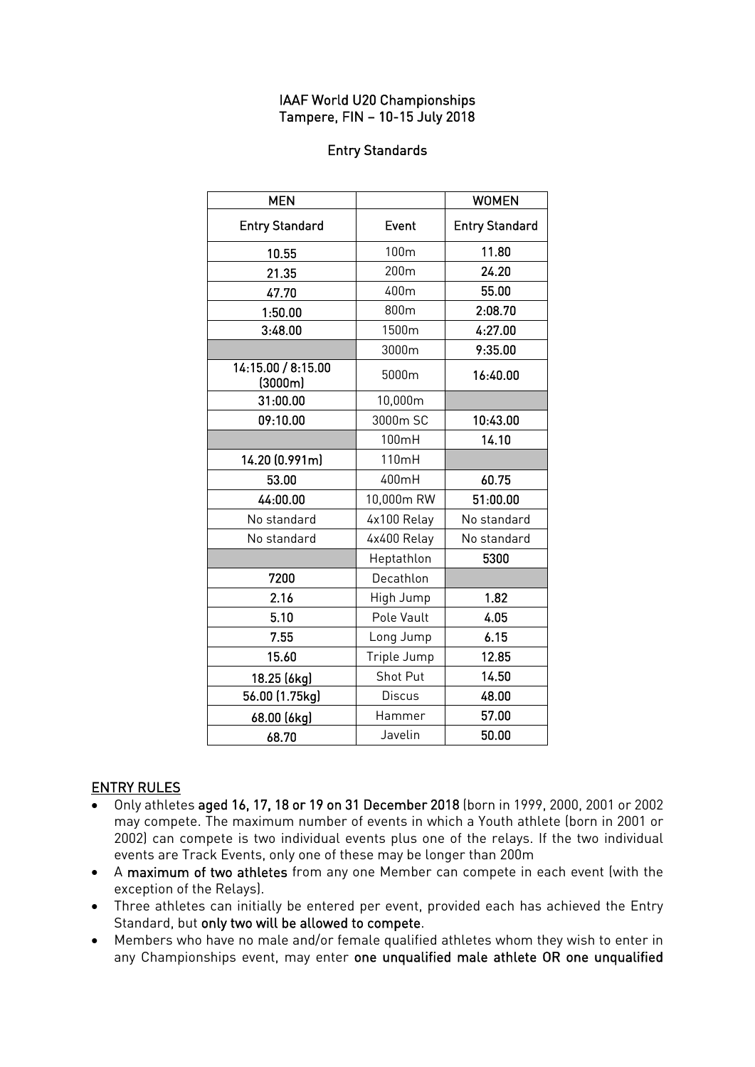# IAAF World U20 Championships
# Tampere, FIN – 10-15 July 2018

## Entry Standards

| MEN | | WOMEN |
|---|---|---|
| **Entry Standard** | **Event** | **Entry Standard** |
| **10.55** | 100m | **11.80** |
| **21.35** | 200m | **24.20** |
| **47.70** | 400m | **55.00** |
| **1:50.00** | 800m | **2:08.70** |
| **3:48.00** | 1500m | **4:27.00** |
| | 3000m | **9:35.00** |
| **14:15.00 / 8:15.00 (3000m)** | 5000m | **16:40.00** |
| **31:00.00** | 10,000m | |
| **09:10.00** | 3000m SC | **10:43.00** |
| | 100mH | **14.10** |
| **14.20 (0.991m)** | 110mH | |
| **53.00** | 400mH | **60.75** |
| **44:00.00** | 10,000m RW | **51:00.00** |
| No standard | 4x100 Relay | No standard |
| No standard | 4x400 Relay | No standard |
| | Heptathlon | **5300** |
| **7200** | Decathlon | |
| **2.16** | High Jump | **1.82** |
| **5.10** | Pole Vault | **4.05** |
| **7.55** | Long Jump | **6.15** |
| **15.60** | Triple Jump | **12.85** |
| **18.25 (6kg)** | Shot Put | **14.50** |
| **56.00 (1.75kg)** | Discus | **48.00** |
| **68.00 (6kg)** | Hammer | **57.00** |
| **68.70** | Javelin | **50.00** |

## ENTRY RULES

- Only athletes **aged 16, 17, 18 or 19 on 31 December 2018** (born in 1999, 2000, 2001 or 2002 may compete. The maximum number of events in which a Youth athlete (born in 2001 or 2002) can compete is two individual events plus one of the relays. If the two individual events are Track Events, only one of these may be longer than 200m
- A **maximum of two athletes** from any one Member can compete in each event (with the exception of the Relays).
- Three athletes can initially be entered per event, provided each has achieved the Entry Standard, but **only two will be allowed to compete**.
- Members who have no male and/or female qualified athletes whom they wish to enter in any Championships event, may enter **one unqualified male athlete OR one unqualified**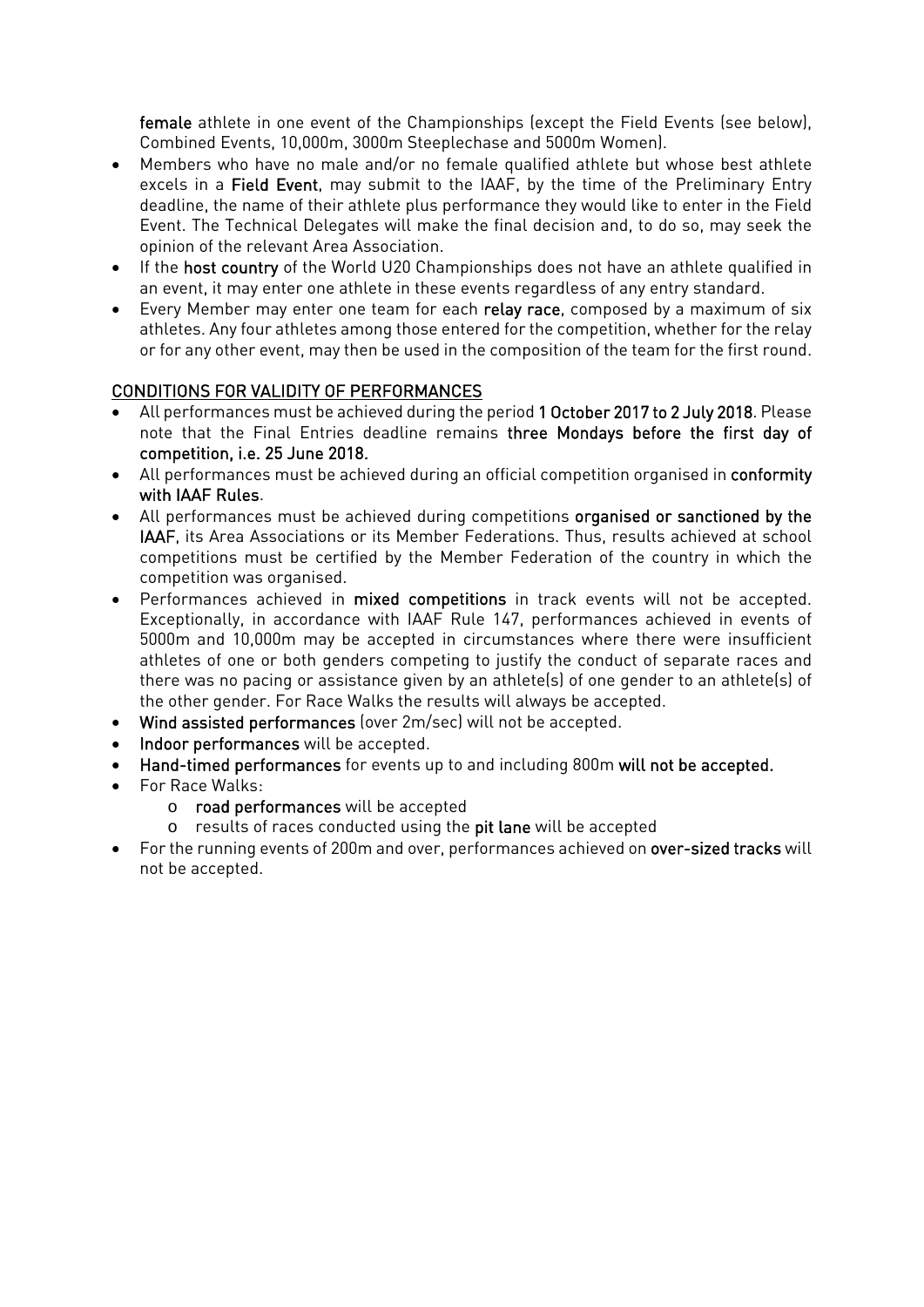**female** athlete in one event of the Championships (except the Field Events (see below), Combined Events, 10,000m, 3000m Steeplechase and 5000m Women).

- Members who have no male and/or no female qualified athlete but whose best athlete excels in a **Field Event**, may submit to the IAAF, by the time of the Preliminary Entry deadline, the name of their athlete plus performance they would like to enter in the Field Event. The Technical Delegates will make the final decision and, to do so, may seek the opinion of the relevant Area Association.
- If the **host country** of the World U20 Championships does not have an athlete qualified in an event, it may enter one athlete in these events regardless of any entry standard.
- Every Member may enter one team for each **relay race**, composed by a maximum of six athletes. Any four athletes among those entered for the competition, whether for the relay or for any other event, may then be used in the composition of the team for the first round.

## CONDITIONS FOR VALIDITY OF PERFORMANCES

- All performances must be achieved during the period **1 October 2017 to 2 July 2018**. Please note that the Final Entries deadline remains **three Mondays before the first day of competition, i.e. 25 June 2018.**
- All performances must be achieved during an official competition organised in **conformity with IAAF Rules**.
- All performances must be achieved during competitions **organised or sanctioned by the IAAF**, its Area Associations or its Member Federations. Thus, results achieved at school competitions must be certified by the Member Federation of the country in which the competition was organised.
- Performances achieved in **mixed competitions** in track events will not be accepted. Exceptionally, in accordance with IAAF Rule 147, performances achieved in events of 5000m and 10,000m may be accepted in circumstances where there were insufficient athletes of one or both genders competing to justify the conduct of separate races and there was no pacing or assistance given by an athlete(s) of one gender to an athlete(s) of the other gender. For Race Walks the results will always be accepted.
- **Wind assisted performances** (over 2m/sec) will not be accepted.
- **Indoor performances** will be accepted.
- **Hand-timed performances** for events up to and including 800m **will not be accepted.**
- For Race Walks:
  - **road performances** will be accepted
  - results of races conducted using the **pit lane** will be accepted
- For the running events of 200m and over, performances achieved on **over-sized tracks** will not be accepted.